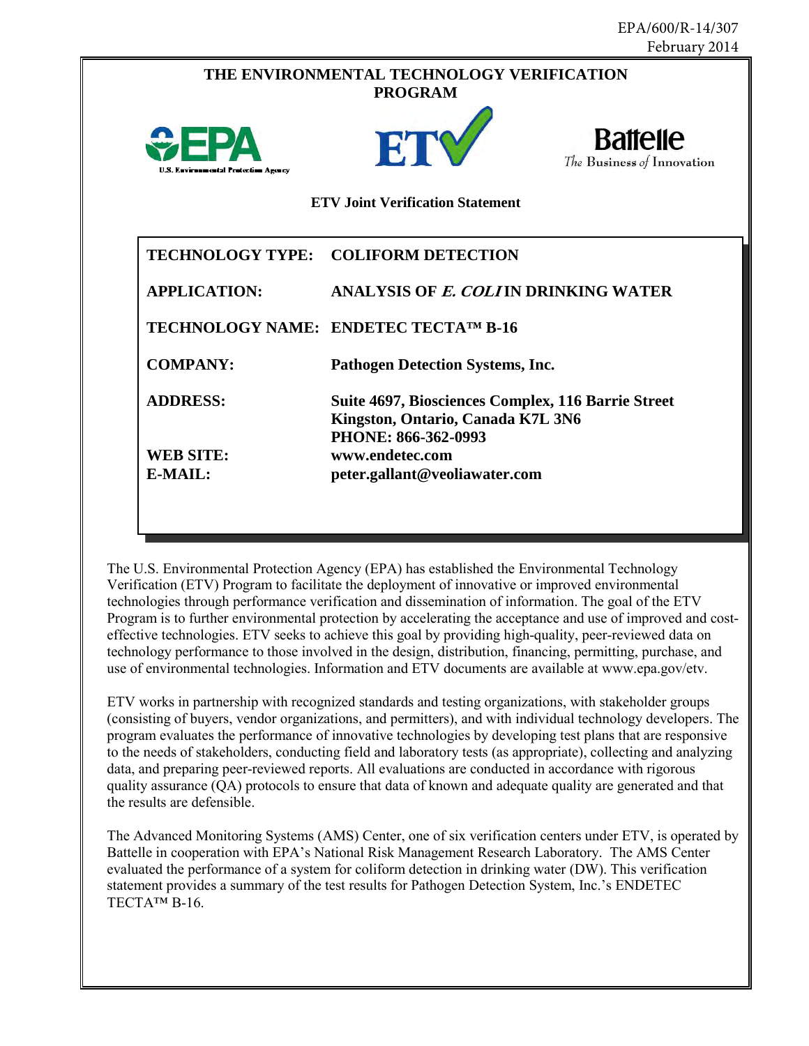EPA/600/R-14/307
February 2014

# THE ENVIRONMENTAL TECHNOLOGY VERIFICATION PROGRAM

U.S. Environmental Protection Agency

Battelle
*The Business of Innovation*

## ETV Joint Verification Statement

| | |
|---|---|
| **TECHNOLOGY TYPE:** | **COLIFORM DETECTION** |
| **APPLICATION:** | **ANALYSIS OF *E. COLI* IN DRINKING WATER** |
| **TECHNOLOGY NAME:** | **ENDETEC TECTA™ B-16** |
| **COMPANY:** | **Pathogen Detection Systems, Inc.** |
| **ADDRESS:** | **Suite 4697, Biosciences Complex, 116 Barrie Street Kingston, Ontario, Canada K7L 3N6 PHONE: 866-362-0993** |
| **WEB SITE:** | **www.endetec.com** |
| **E-MAIL:** | **peter.gallant@veoliawater.com** |

The U.S. Environmental Protection Agency (EPA) has established the Environmental Technology Verification (ETV) Program to facilitate the deployment of innovative or improved environmental technologies through performance verification and dissemination of information. The goal of the ETV Program is to further environmental protection by accelerating the acceptance and use of improved and cost-effective technologies. ETV seeks to achieve this goal by providing high-quality, peer-reviewed data on technology performance to those involved in the design, distribution, financing, permitting, purchase, and use of environmental technologies. Information and ETV documents are available at www.epa.gov/etv.

ETV works in partnership with recognized standards and testing organizations, with stakeholder groups (consisting of buyers, vendor organizations, and permitters), and with individual technology developers. The program evaluates the performance of innovative technologies by developing test plans that are responsive to the needs of stakeholders, conducting field and laboratory tests (as appropriate), collecting and analyzing data, and preparing peer-reviewed reports. All evaluations are conducted in accordance with rigorous quality assurance (QA) protocols to ensure that data of known and adequate quality are generated and that the results are defensible.

The Advanced Monitoring Systems (AMS) Center, one of six verification centers under ETV, is operated by Battelle in cooperation with EPA's National Risk Management Research Laboratory. The AMS Center evaluated the performance of a system for coliform detection in drinking water (DW). This verification statement provides a summary of the test results for Pathogen Detection System, Inc.'s ENDETEC TECTA™ B-16.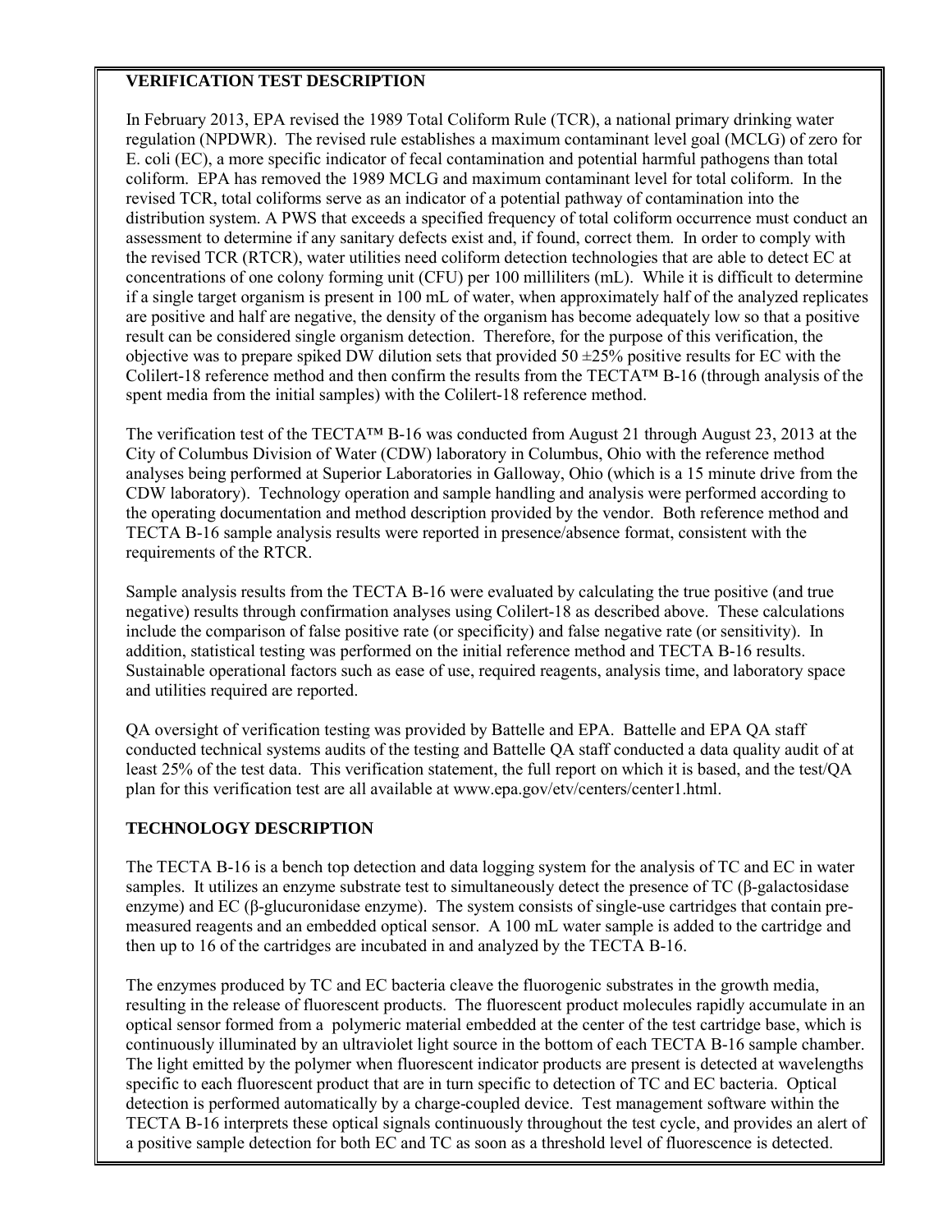## VERIFICATION TEST DESCRIPTION

In February 2013, EPA revised the 1989 Total Coliform Rule (TCR), a national primary drinking water regulation (NPDWR). The revised rule establishes a maximum contaminant level goal (MCLG) of zero for E. coli (EC), a more specific indicator of fecal contamination and potential harmful pathogens than total coliform. EPA has removed the 1989 MCLG and maximum contaminant level for total coliform. In the revised TCR, total coliforms serve as an indicator of a potential pathway of contamination into the distribution system. A PWS that exceeds a specified frequency of total coliform occurrence must conduct an assessment to determine if any sanitary defects exist and, if found, correct them. In order to comply with the revised TCR (RTCR), water utilities need coliform detection technologies that are able to detect EC at concentrations of one colony forming unit (CFU) per 100 milliliters (mL). While it is difficult to determine if a single target organism is present in 100 mL of water, when approximately half of the analyzed replicates are positive and half are negative, the density of the organism has become adequately low so that a positive result can be considered single organism detection. Therefore, for the purpose of this verification, the objective was to prepare spiked DW dilution sets that provided 50 ±25% positive results for EC with the Colilert-18 reference method and then confirm the results from the TECTA™ B-16 (through analysis of the spent media from the initial samples) with the Colilert-18 reference method.

The verification test of the TECTA™ B-16 was conducted from August 21 through August 23, 2013 at the City of Columbus Division of Water (CDW) laboratory in Columbus, Ohio with the reference method analyses being performed at Superior Laboratories in Galloway, Ohio (which is a 15 minute drive from the CDW laboratory). Technology operation and sample handling and analysis were performed according to the operating documentation and method description provided by the vendor. Both reference method and TECTA B-16 sample analysis results were reported in presence/absence format, consistent with the requirements of the RTCR.

Sample analysis results from the TECTA B-16 were evaluated by calculating the true positive (and true negative) results through confirmation analyses using Colilert-18 as described above. These calculations include the comparison of false positive rate (or specificity) and false negative rate (or sensitivity). In addition, statistical testing was performed on the initial reference method and TECTA B-16 results. Sustainable operational factors such as ease of use, required reagents, analysis time, and laboratory space and utilities required are reported.

QA oversight of verification testing was provided by Battelle and EPA. Battelle and EPA QA staff conducted technical systems audits of the testing and Battelle QA staff conducted a data quality audit of at least 25% of the test data. This verification statement, the full report on which it is based, and the test/QA plan for this verification test are all available at www.epa.gov/etv/centers/center1.html.

## TECHNOLOGY DESCRIPTION

The TECTA B-16 is a bench top detection and data logging system for the analysis of TC and EC in water samples. It utilizes an enzyme substrate test to simultaneously detect the presence of TC (β-galactosidase enzyme) and EC (β-glucuronidase enzyme). The system consists of single-use cartridges that contain pre-measured reagents and an embedded optical sensor. A 100 mL water sample is added to the cartridge and then up to 16 of the cartridges are incubated in and analyzed by the TECTA B-16.

The enzymes produced by TC and EC bacteria cleave the fluorogenic substrates in the growth media, resulting in the release of fluorescent products. The fluorescent product molecules rapidly accumulate in an optical sensor formed from a polymeric material embedded at the center of the test cartridge base, which is continuously illuminated by an ultraviolet light source in the bottom of each TECTA B-16 sample chamber. The light emitted by the polymer when fluorescent indicator products are present is detected at wavelengths specific to each fluorescent product that are in turn specific to detection of TC and EC bacteria. Optical detection is performed automatically by a charge-coupled device. Test management software within the TECTA B-16 interprets these optical signals continuously throughout the test cycle, and provides an alert of a positive sample detection for both EC and TC as soon as a threshold level of fluorescence is detected.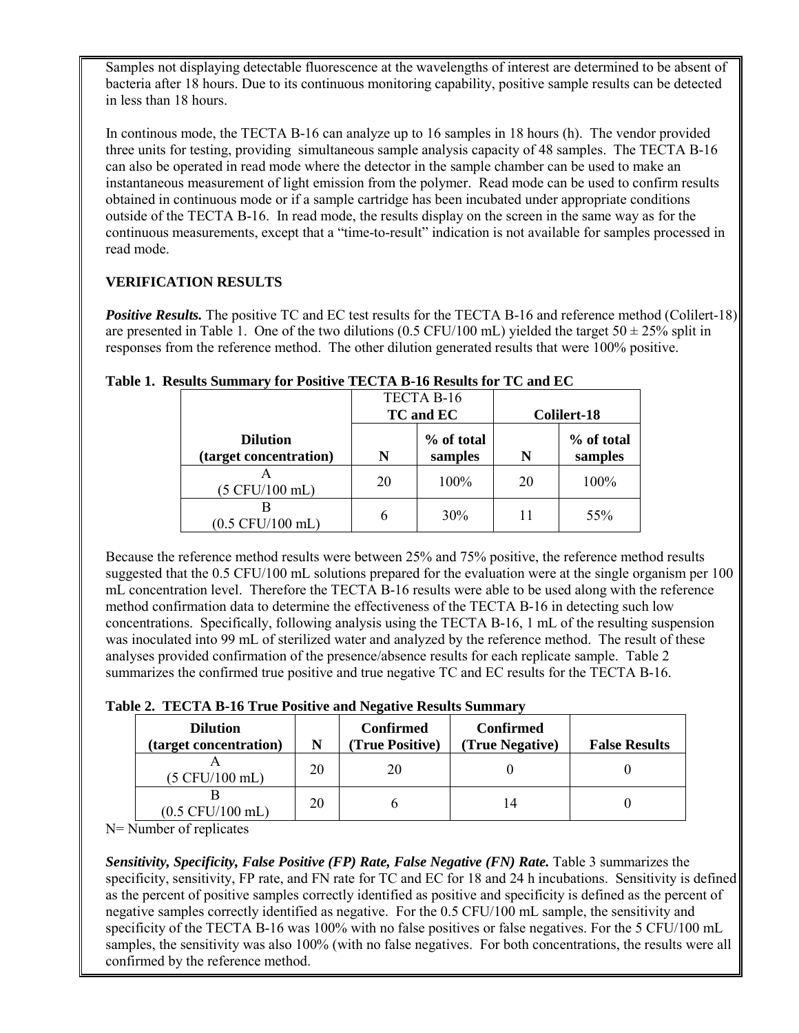Samples not displaying detectable fluorescence at the wavelengths of interest are determined to be absent of bacteria after 18 hours. Due to its continuous monitoring capability, positive sample results can be detected in less than 18 hours.

In continous mode, the TECTA B-16 can analyze up to 16 samples in 18 hours (h). The vendor provided three units for testing, providing simultaneous sample analysis capacity of 48 samples. The TECTA B-16 can also be operated in read mode where the detector in the sample chamber can be used to make an instantaneous measurement of light emission from the polymer. Read mode can be used to confirm results obtained in continuous mode or if a sample cartridge has been incubated under appropriate conditions outside of the TECTA B-16. In read mode, the results display on the screen in the same way as for the continuous measurements, except that a "time-to-result" indication is not available for samples processed in read mode.

**VERIFICATION RESULTS**

***Positive Results.*** The positive TC and EC test results for the TECTA B-16 and reference method (Colilert-18) are presented in Table 1. One of the two dilutions (0.5 CFU/100 mL) yielded the target 50 ± 25% split in responses from the reference method. The other dilution generated results that were 100% positive.

**Table 1. Results Summary for Positive TECTA B-16 Results for TC and EC**

| | TECTA B-16 **TC and EC** | | **Colilert-18** | |
|---|---|---|---|---|
| **Dilution (target concentration)** | **N** | **% of total samples** | **N** | **% of total samples** |
| A (5 CFU/100 mL) | 20 | 100% | 20 | 100% |
| B (0.5 CFU/100 mL) | 6 | 30% | 11 | 55% |

Because the reference method results were between 25% and 75% positive, the reference method results suggested that the 0.5 CFU/100 mL solutions prepared for the evaluation were at the single organism per 100 mL concentration level. Therefore the TECTA B-16 results were able to be used along with the reference method confirmation data to determine the effectiveness of the TECTA B-16 in detecting such low concentrations. Specifically, following analysis using the TECTA B-16, 1 mL of the resulting suspension was inoculated into 99 mL of sterilized water and analyzed by the reference method. The result of these analyses provided confirmation of the presence/absence results for each replicate sample. Table 2 summarizes the confirmed true positive and true negative TC and EC results for the TECTA B-16.

**Table 2. TECTA B-16 True Positive and Negative Results Summary**

| **Dilution (target concentration)** | **N** | **Confirmed (True Positive)** | **Confirmed (True Negative)** | **False Results** |
|---|---|---|---|---|
| A (5 CFU/100 mL) | 20 | 20 | 0 | 0 |
| B (0.5 CFU/100 mL) | 20 | 6 | 14 | 0 |

N= Number of replicates

***Sensitivity, Specificity, False Positive (FP) Rate, False Negative (FN) Rate.*** Table 3 summarizes the specificity, sensitivity, FP rate, and FN rate for TC and EC for 18 and 24 h incubations. Sensitivity is defined as the percent of positive samples correctly identified as positive and specificity is defined as the percent of negative samples correctly identified as negative. For the 0.5 CFU/100 mL sample, the sensitivity and specificity of the TECTA B-16 was 100% with no false positives or false negatives. For the 5 CFU/100 mL samples, the sensitivity was also 100% (with no false negatives. For both concentrations, the results were all confirmed by the reference method.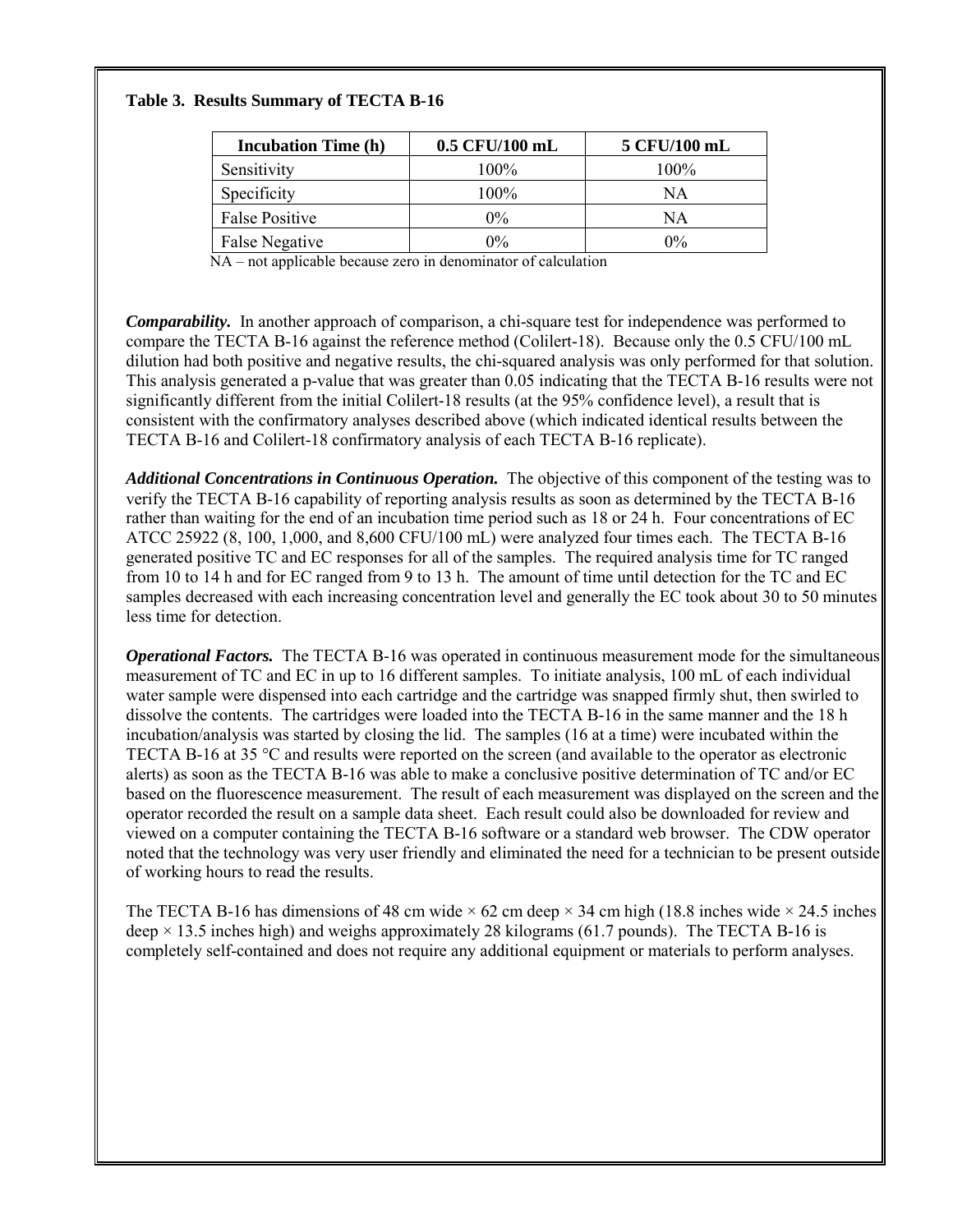**Table 3. Results Summary of TECTA B-16**

| Incubation Time (h) | 0.5 CFU/100 mL | 5 CFU/100 mL |
|---|---|---|
| Sensitivity | 100% | 100% |
| Specificity | 100% | NA |
| False Positive | 0% | NA |
| False Negative | 0% | 0% |

NA – not applicable because zero in denominator of calculation

***Comparability.*** In another approach of comparison, a chi-square test for independence was performed to compare the TECTA B-16 against the reference method (Colilert-18). Because only the 0.5 CFU/100 mL dilution had both positive and negative results, the chi-squared analysis was only performed for that solution. This analysis generated a p-value that was greater than 0.05 indicating that the TECTA B-16 results were not significantly different from the initial Colilert-18 results (at the 95% confidence level), a result that is consistent with the confirmatory analyses described above (which indicated identical results between the TECTA B-16 and Colilert-18 confirmatory analysis of each TECTA B-16 replicate).

***Additional Concentrations in Continuous Operation.*** The objective of this component of the testing was to verify the TECTA B-16 capability of reporting analysis results as soon as determined by the TECTA B-16 rather than waiting for the end of an incubation time period such as 18 or 24 h. Four concentrations of EC ATCC 25922 (8, 100, 1,000, and 8,600 CFU/100 mL) were analyzed four times each. The TECTA B-16 generated positive TC and EC responses for all of the samples. The required analysis time for TC ranged from 10 to 14 h and for EC ranged from 9 to 13 h. The amount of time until detection for the TC and EC samples decreased with each increasing concentration level and generally the EC took about 30 to 50 minutes less time for detection.

***Operational Factors.*** The TECTA B-16 was operated in continuous measurement mode for the simultaneous measurement of TC and EC in up to 16 different samples. To initiate analysis, 100 mL of each individual water sample were dispensed into each cartridge and the cartridge was snapped firmly shut, then swirled to dissolve the contents. The cartridges were loaded into the TECTA B-16 in the same manner and the 18 h incubation/analysis was started by closing the lid. The samples (16 at a time) were incubated within the TECTA B-16 at 35 °C and results were reported on the screen (and available to the operator as electronic alerts) as soon as the TECTA B-16 was able to make a conclusive positive determination of TC and/or EC based on the fluorescence measurement. The result of each measurement was displayed on the screen and the operator recorded the result on a sample data sheet. Each result could also be downloaded for review and viewed on a computer containing the TECTA B-16 software or a standard web browser. The CDW operator noted that the technology was very user friendly and eliminated the need for a technician to be present outside of working hours to read the results.

The TECTA B-16 has dimensions of 48 cm wide × 62 cm deep × 34 cm high (18.8 inches wide × 24.5 inches deep × 13.5 inches high) and weighs approximately 28 kilograms (61.7 pounds). The TECTA B-16 is completely self-contained and does not require any additional equipment or materials to perform analyses.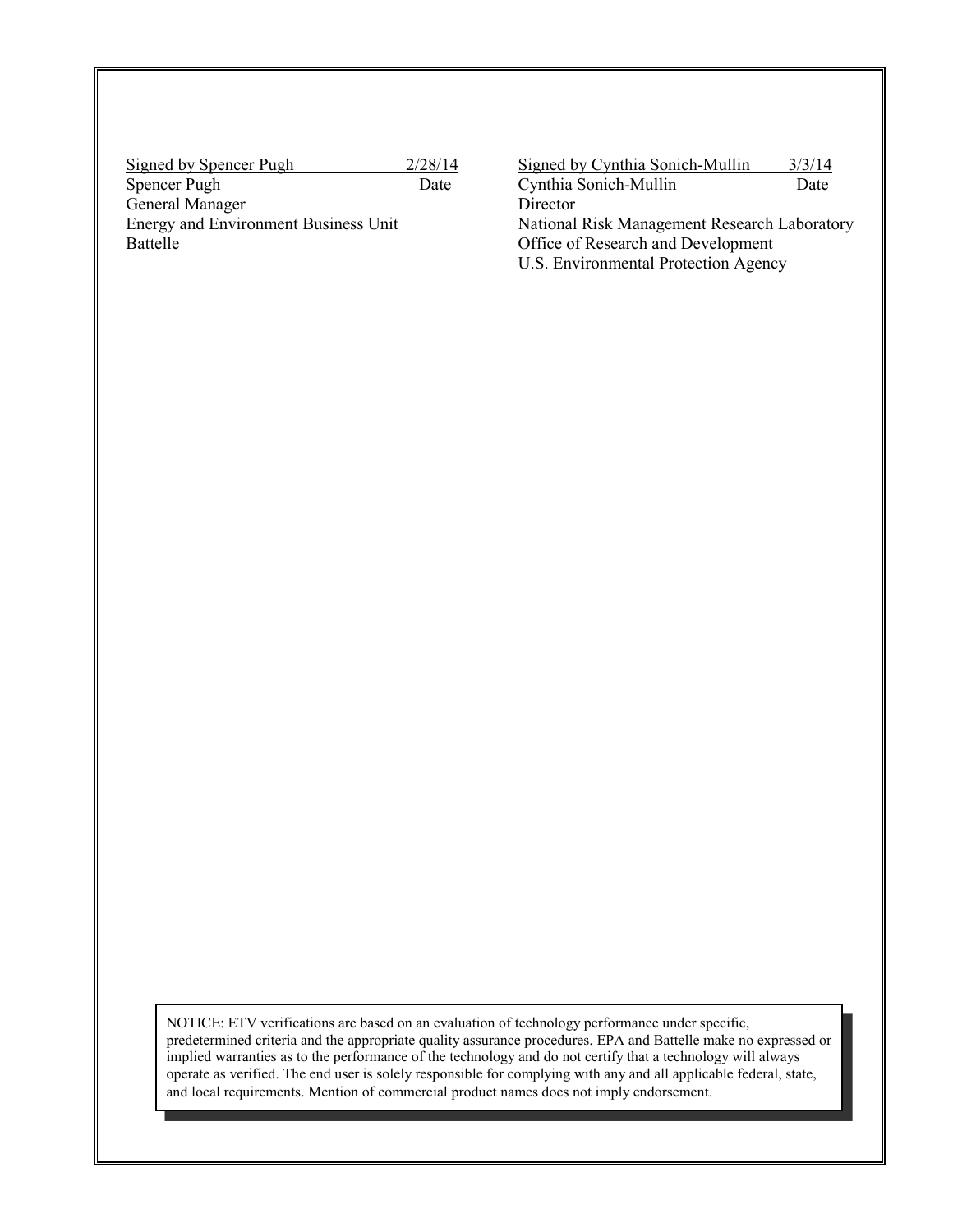Signed by Spencer Pugh 2/28/14
Spencer Pugh Date
General Manager
Energy and Environment Business Unit
Battelle

Signed by Cynthia Sonich-Mullin 3/3/14
Cynthia Sonich-Mullin Date
Director
National Risk Management Research Laboratory
Office of Research and Development
U.S. Environmental Protection Agency

NOTICE: ETV verifications are based on an evaluation of technology performance under specific, predetermined criteria and the appropriate quality assurance procedures. EPA and Battelle make no expressed or implied warranties as to the performance of the technology and do not certify that a technology will always operate as verified. The end user is solely responsible for complying with any and all applicable federal, state, and local requirements. Mention of commercial product names does not imply endorsement.